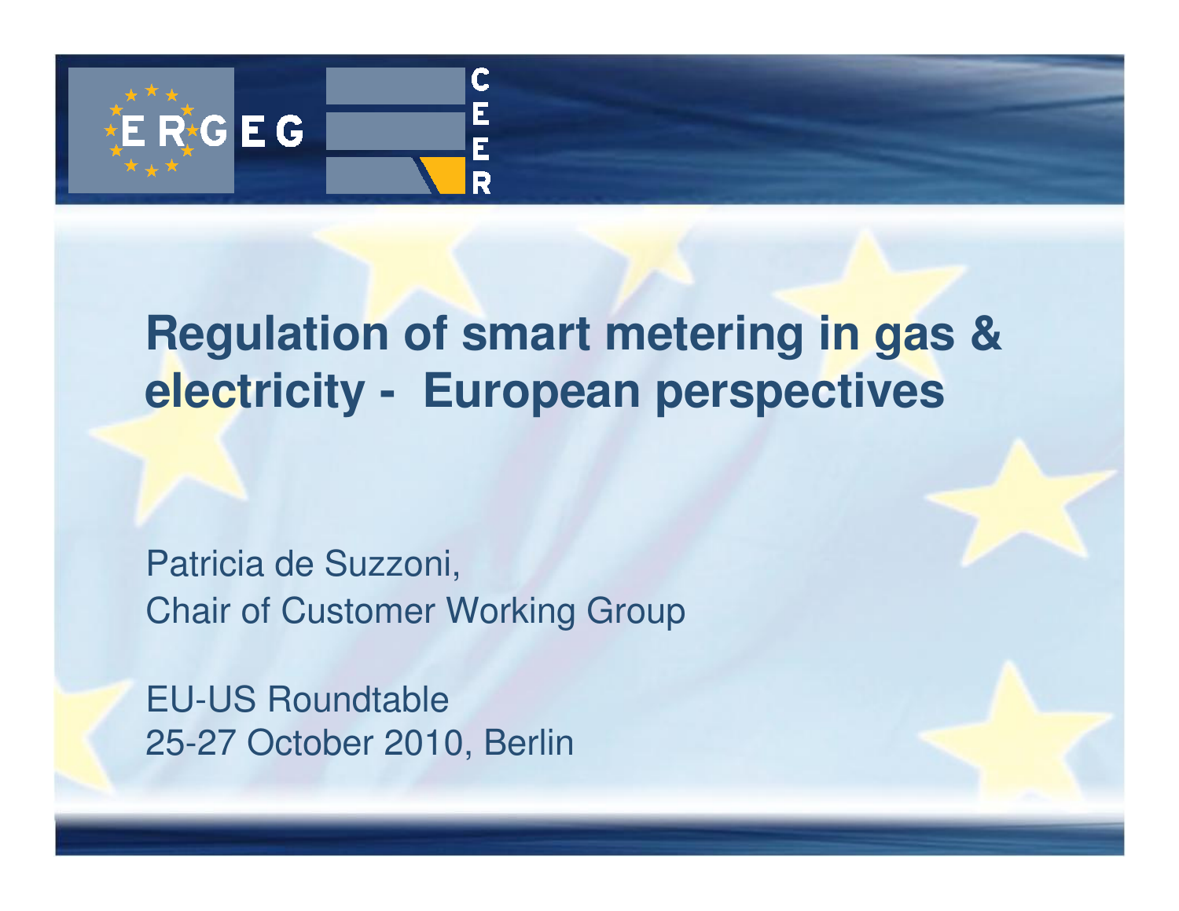ERGEG CEER

# Regulation of smart metering in gas & electricity - European perspectives

Patricia de Suzzoni,
Chair of Customer Working Group

EU-US Roundtable
25-27 October 2010, Berlin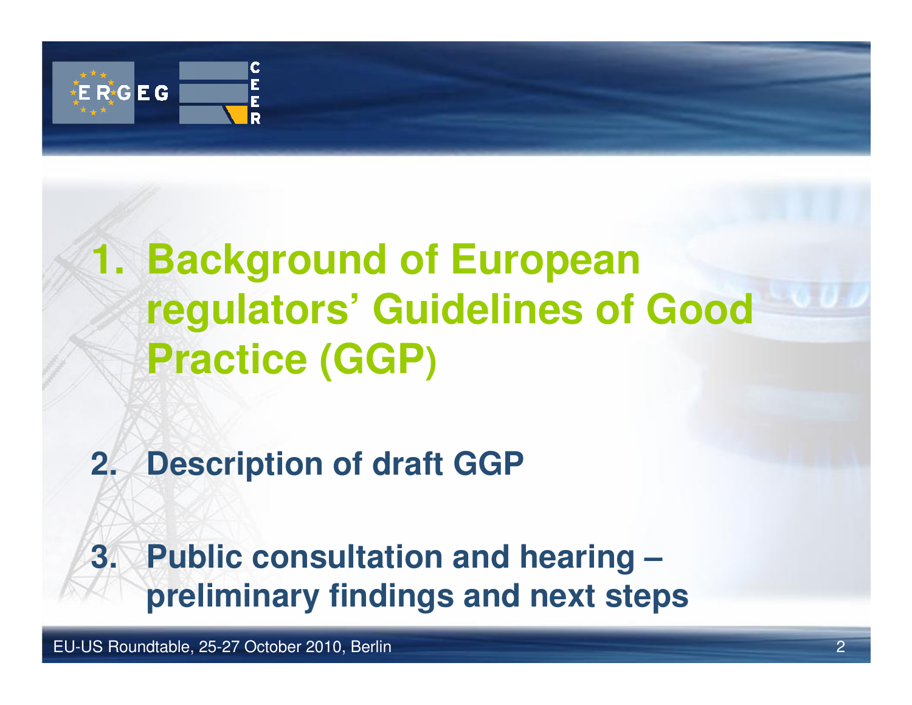1. **Background of European regulators' Guidelines of Good Practice (GGP)**

2. **Description of draft GGP**

3. **Public consultation and hearing – preliminary findings and next steps**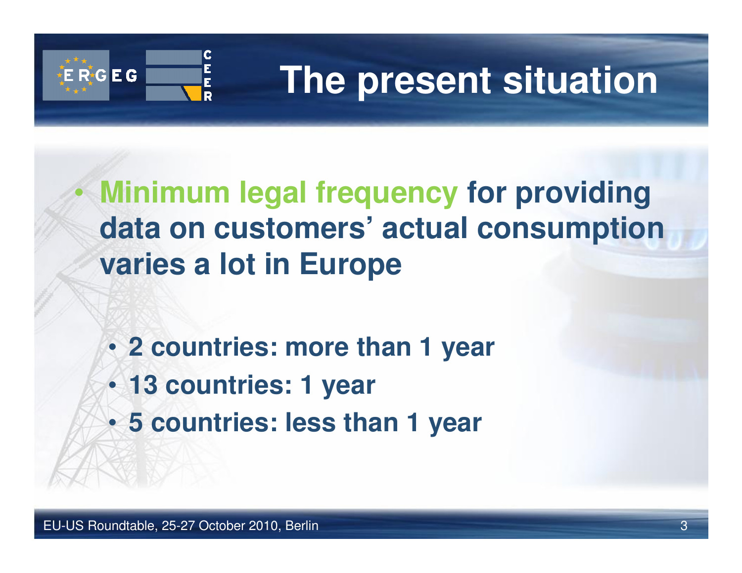# The present situation

- **Minimum legal frequency for providing data on customers' actual consumption varies a lot in Europe**
  - **2 countries: more than 1 year**
  - **13 countries: 1 year**
  - **5 countries: less than 1 year**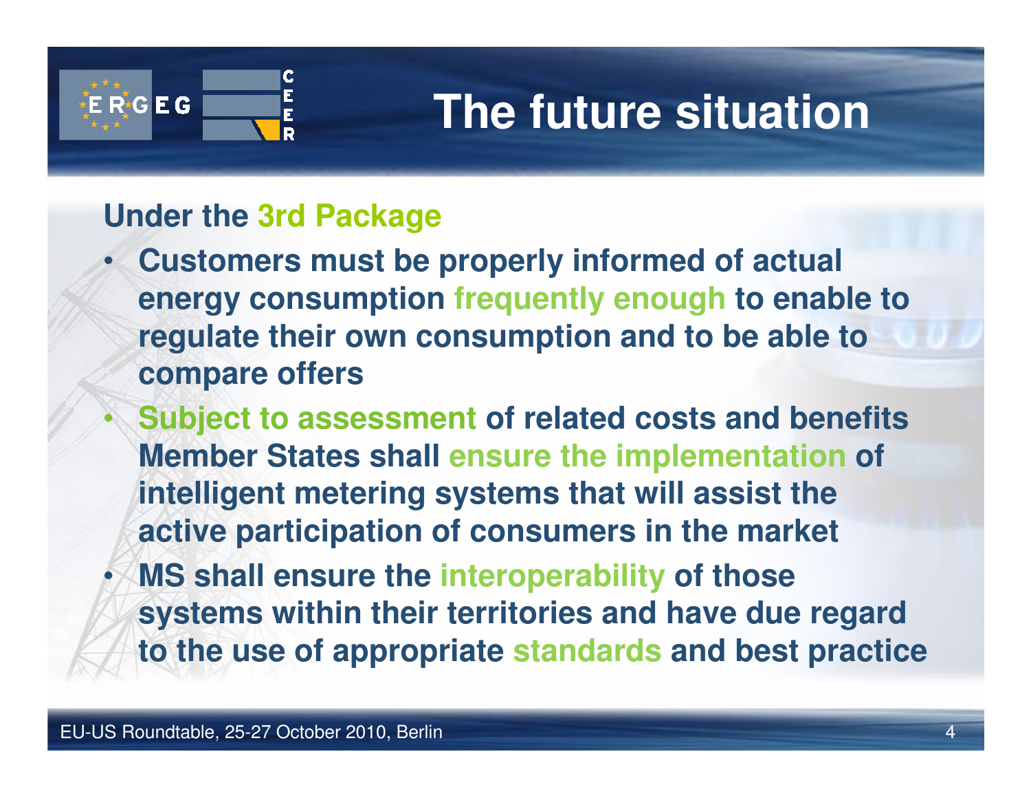# The future situation

**Under the 3rd Package**

- **Customers must be properly informed of actual energy consumption frequently enough to enable to regulate their own consumption and to be able to compare offers**
- **Subject to assessment of related costs and benefits Member States shall ensure the implementation of intelligent metering systems that will assist the active participation of consumers in the market**
- **MS shall ensure the interoperability of those systems within their territories and have due regard to the use of appropriate standards and best practice**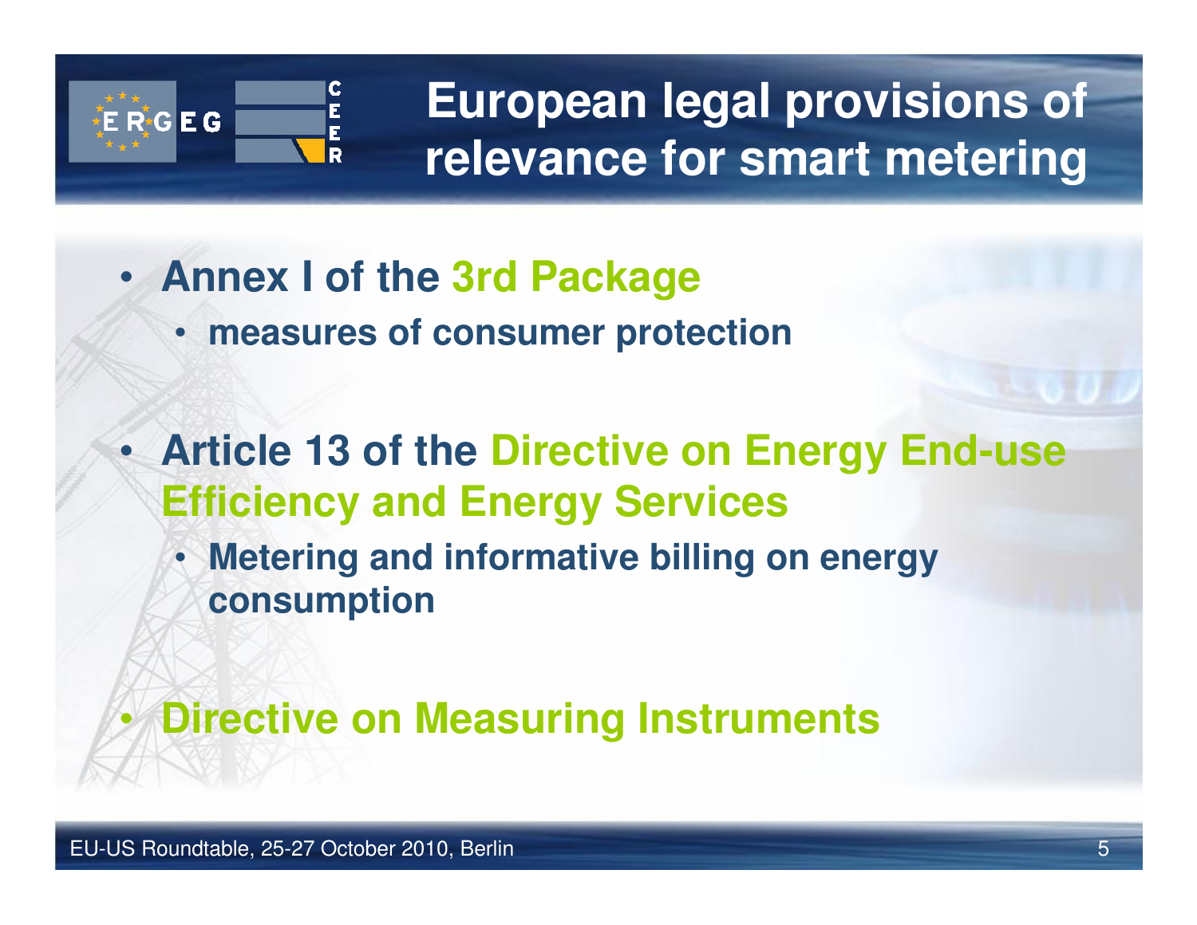# European legal provisions of relevance for smart metering

- **Annex I of the 3rd Package**
  - **measures of consumer protection**
- **Article 13 of the Directive on Energy End-use Efficiency and Energy Services**
  - **Metering and informative billing on energy consumption**
- **Directive on Measuring Instruments**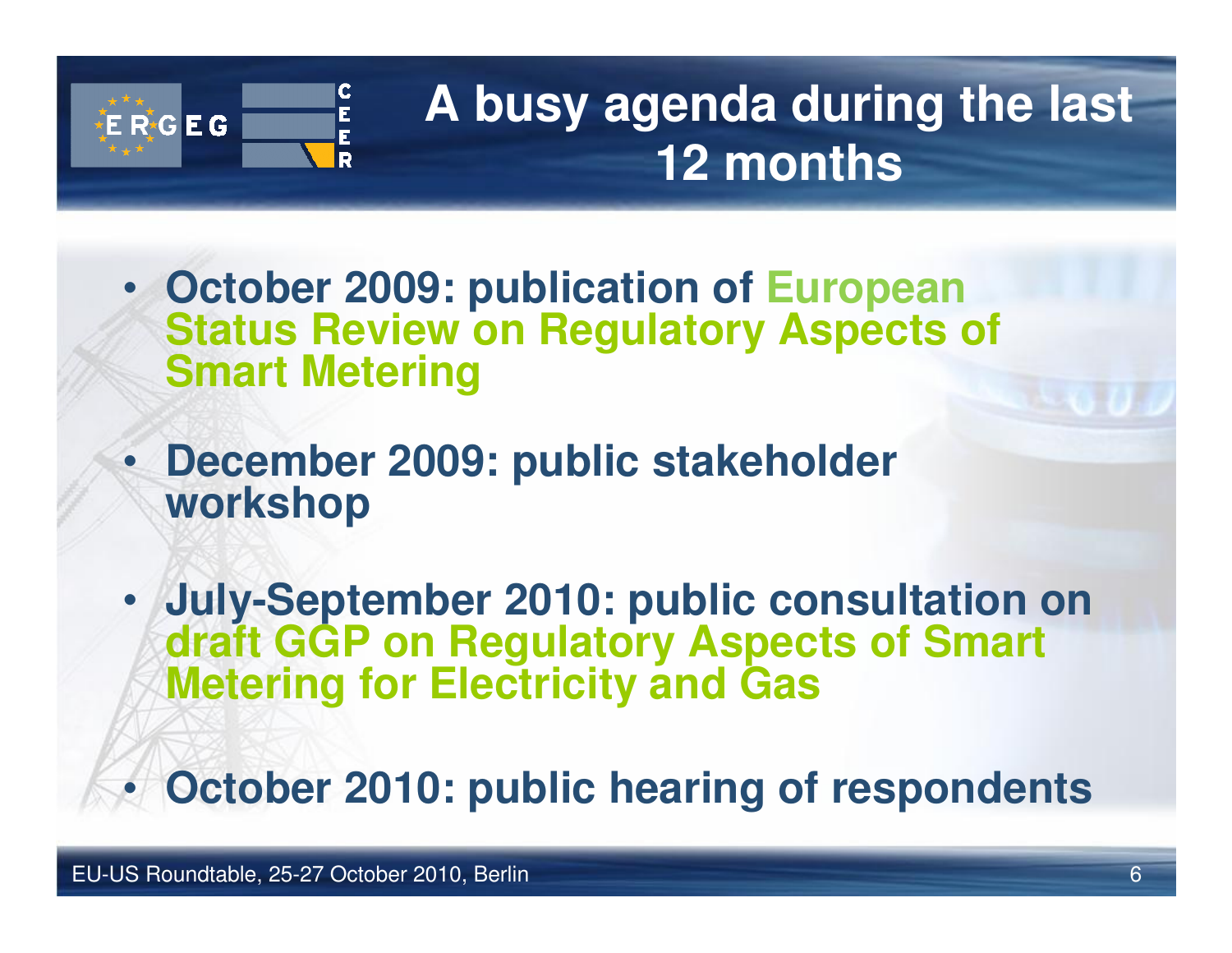# A busy agenda during the last 12 months

- **October 2009: publication of European Status Review on Regulatory Aspects of Smart Metering**
- **December 2009: public stakeholder workshop**
- **July-September 2010: public consultation on draft GGP on Regulatory Aspects of Smart Metering for Electricity and Gas**
- **October 2010: public hearing of respondents**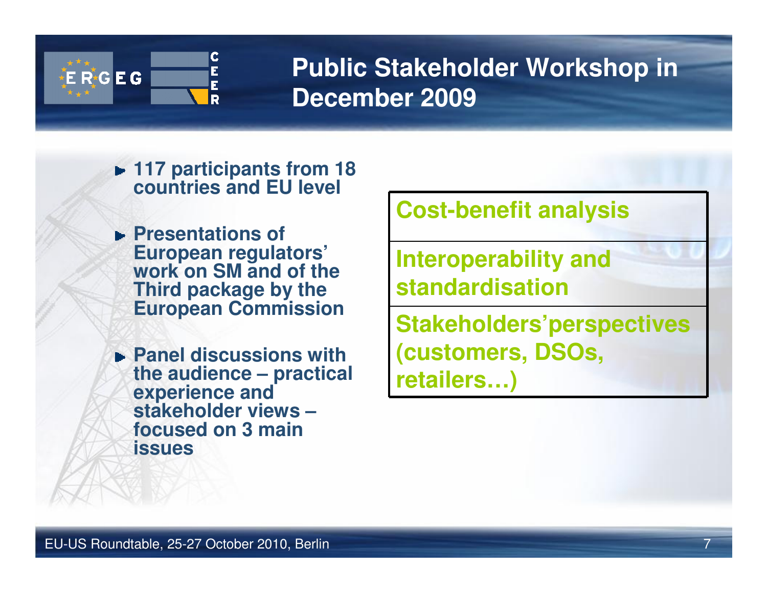# Public Stakeholder Workshop in December 2009

- 117 participants from 18 countries and EU level
- Presentations of European regulators' work on SM and of the Third package by the European Commission
- Panel discussions with the audience – practical experience and stakeholder views – focused on 3 main issues

| Cost-benefit analysis |
|---|
| Interoperability and standardisation |
| Stakeholders'perspectives (customers, DSOs, retailers…) |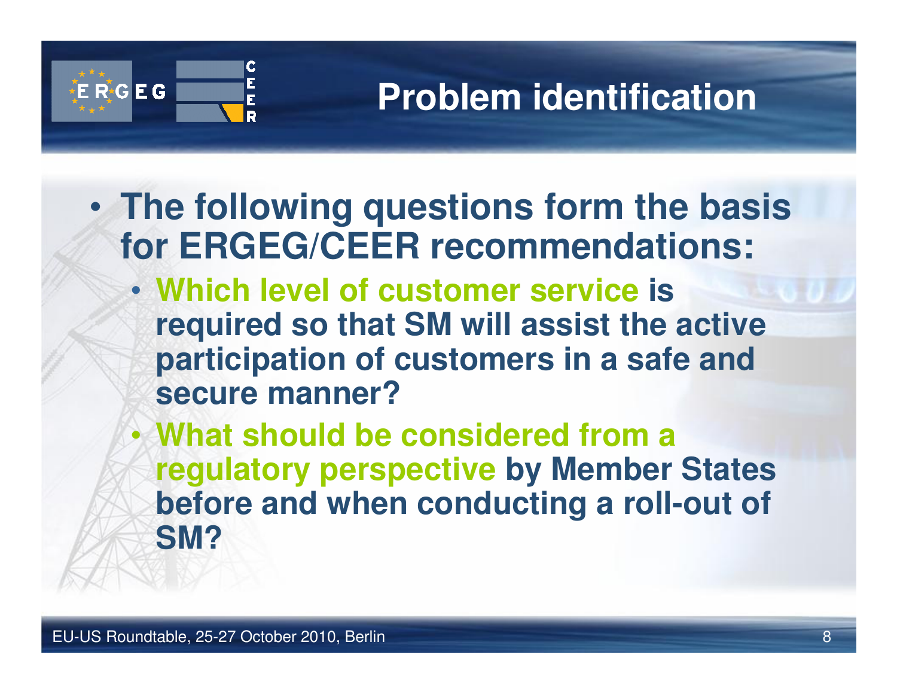# Problem identification

- **The following questions form the basis for ERGEG/CEER recommendations:**
  - **Which level of customer service is required so that SM will assist the active participation of customers in a safe and secure manner?**
  - **What should be considered from a regulatory perspective by Member States before and when conducting a roll-out of SM?**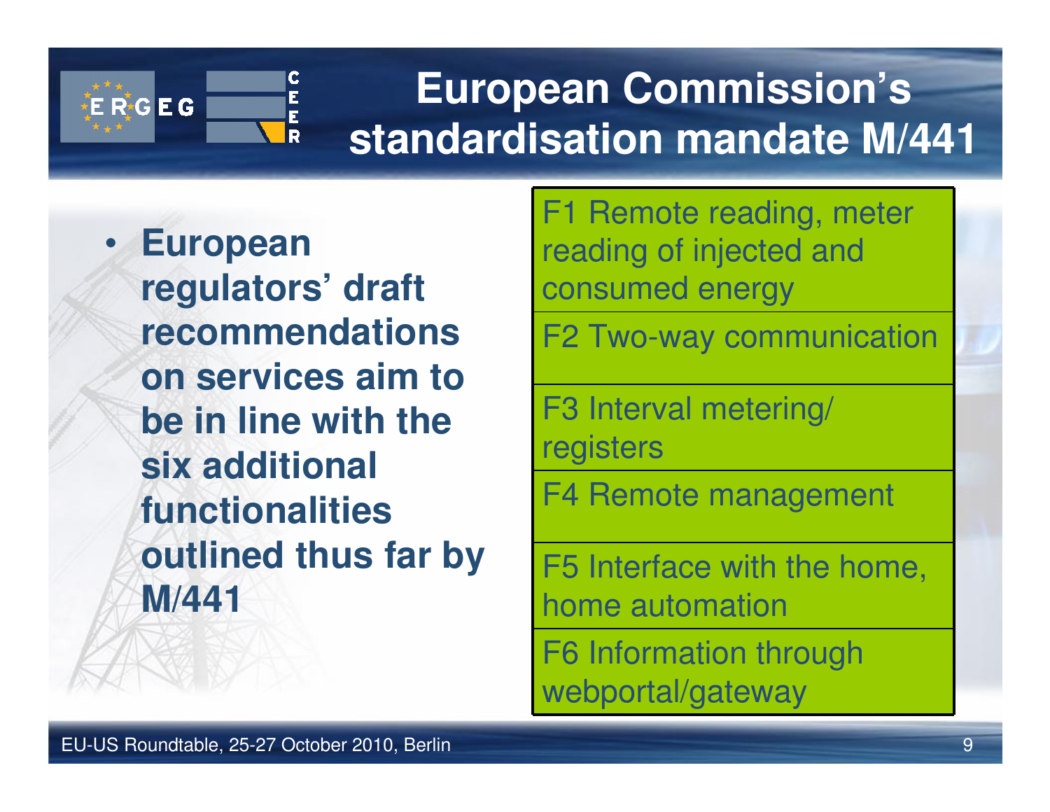# European Commission's standardisation mandate M/441

- **European regulators' draft recommendations on services aim to be in line with the six additional functionalities outlined thus far by M/441**

| |
|---|
| F1 Remote reading, meter reading of injected and consumed energy |
| F2 Two-way communication |
| F3 Interval metering/ registers |
| F4 Remote management |
| F5 Interface with the home, home automation |
| F6 Information through webportal/gateway |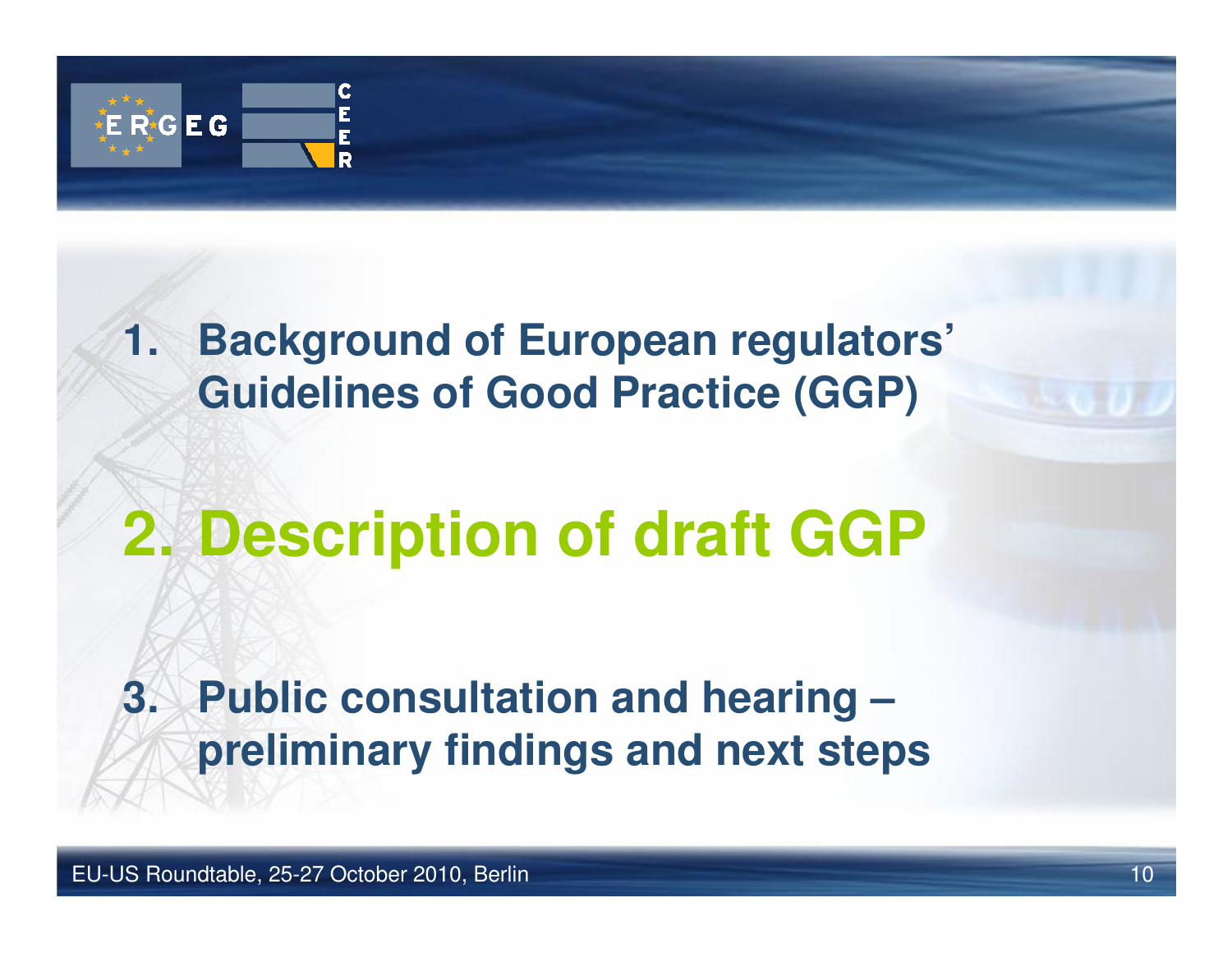1. **Background of European regulators' Guidelines of Good Practice (GGP)**

2. **Description of draft GGP**

3. **Public consultation and hearing – preliminary findings and next steps**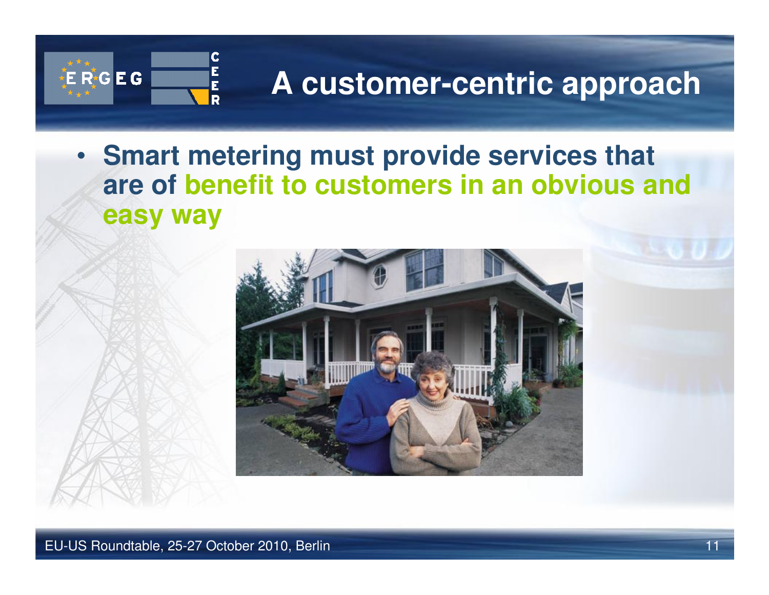# A customer-centric approach

- **Smart metering must provide services that are of benefit to customers in an obvious and easy way**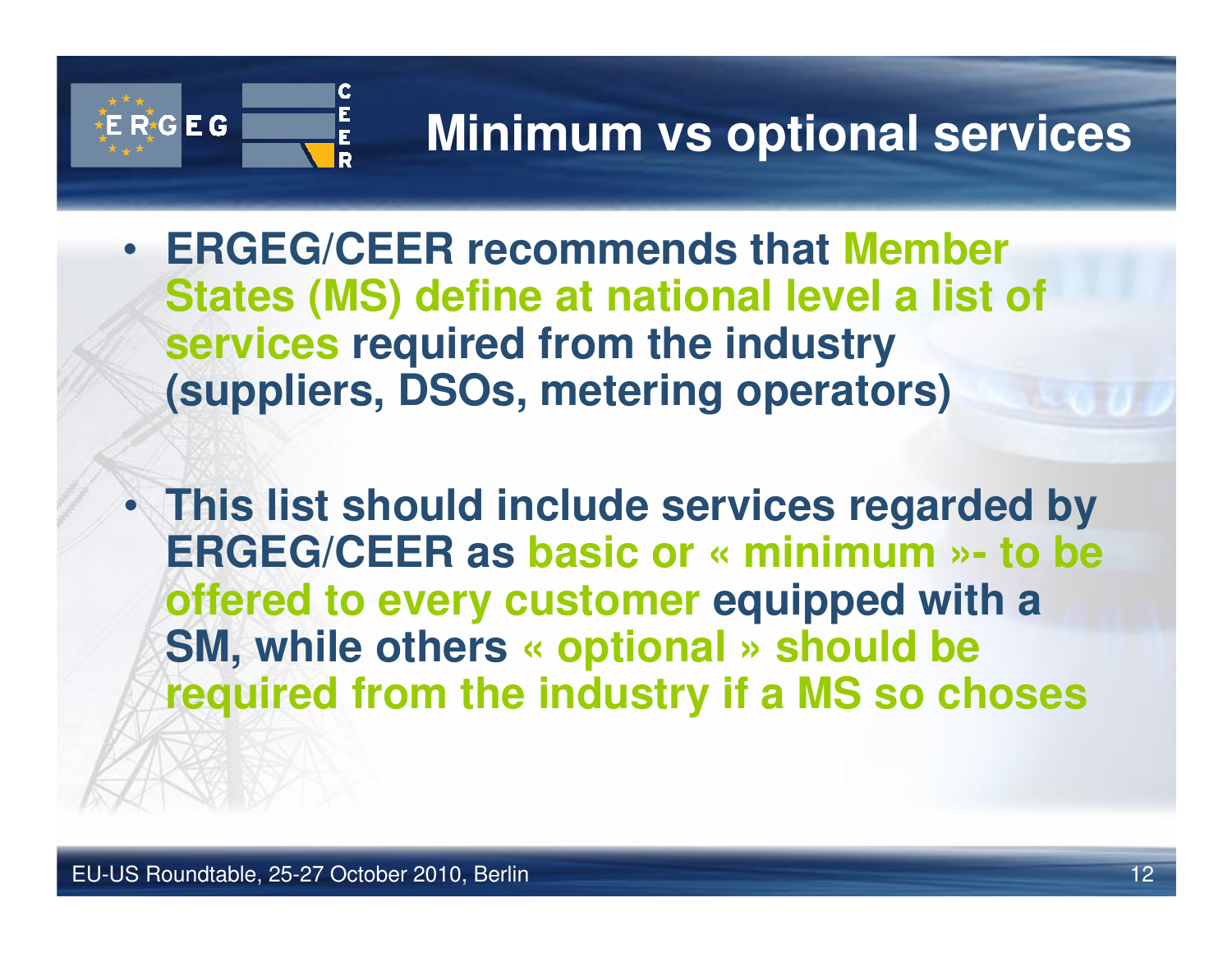# Minimum vs optional services

- ERGEG/CEER recommends that Member States (MS) define at national level a list of services required from the industry (suppliers, DSOs, metering operators)

- This list should include services regarded by ERGEG/CEER as basic or « minimum »- to be offered to every customer equipped with a SM, while others « optional » should be required from the industry if a MS so choses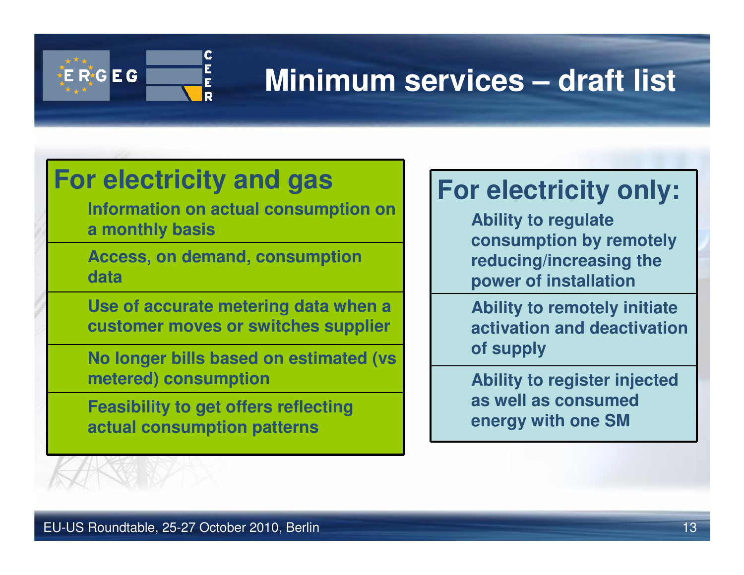# Minimum services – draft list

## For electricity and gas

- Information on actual consumption on a monthly basis
- Access, on demand, consumption data
- Use of accurate metering data when a customer moves or switches supplier
- No longer bills based on estimated (vs metered) consumption
- Feasibility to get offers reflecting actual consumption patterns

## For electricity only:

- Ability to regulate consumption by remotely reducing/increasing the power of installation
- Ability to remotely initiate activation and deactivation of supply
- Ability to register injected as well as consumed energy with one SM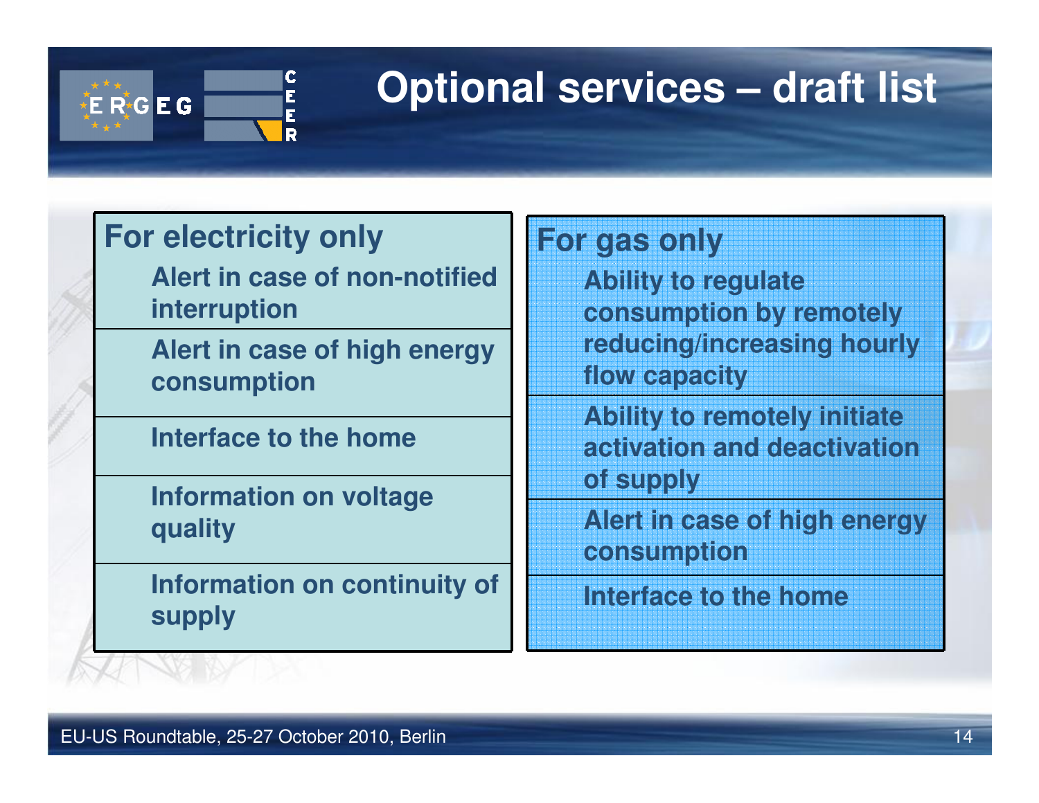# Optional services – draft list

| For electricity only | For gas only |
|---|---|
| Alert in case of non-notified interruption | Ability to regulate consumption by remotely reducing/increasing hourly flow capacity |
| Alert in case of high energy consumption | Ability to remotely initiate activation and deactivation of supply |
| Interface to the home | Alert in case of high energy consumption |
| Information on voltage quality | Interface to the home |
| Information on continuity of supply | |

EU-US Roundtable, 25-27 October 2010, Berlin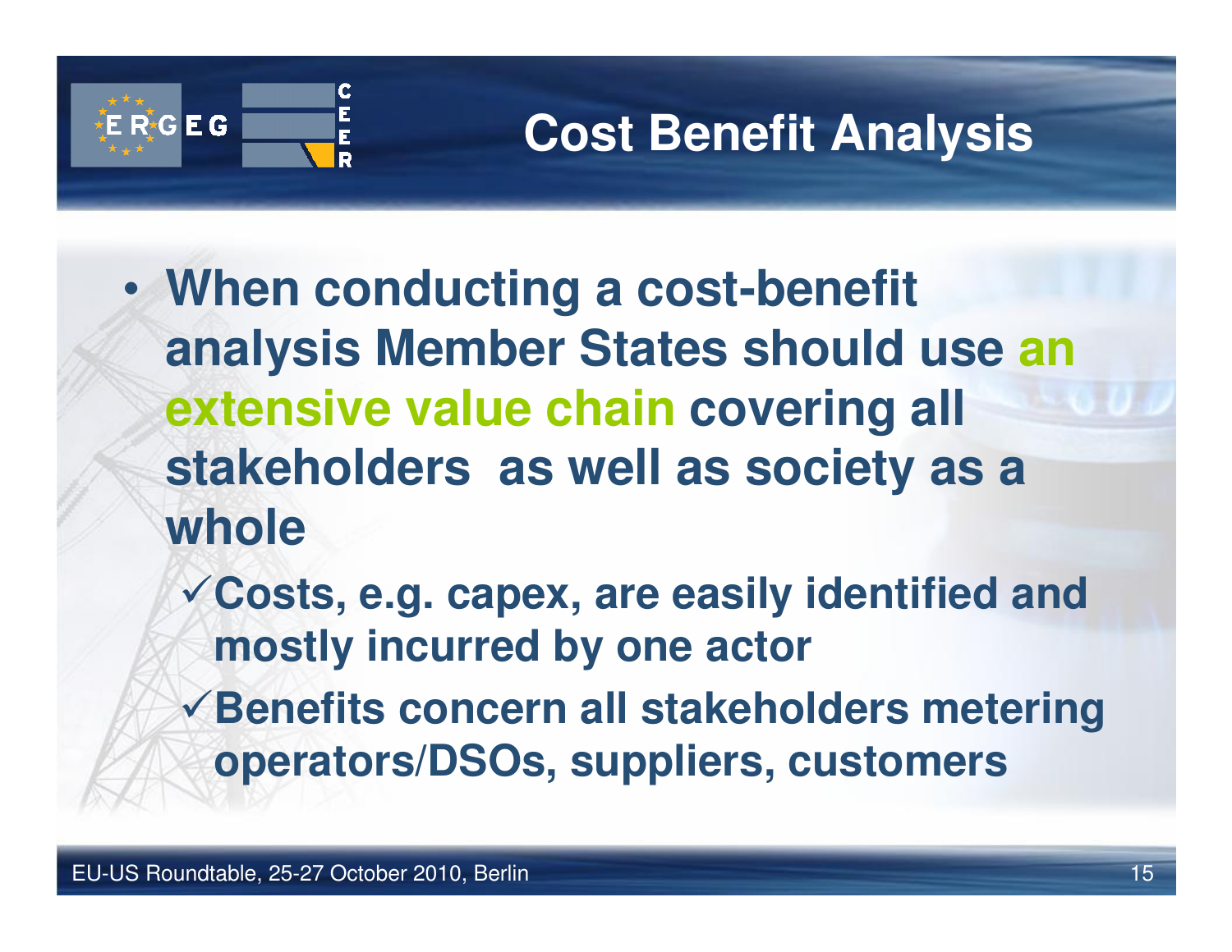# Cost Benefit Analysis

- **When conducting a cost-benefit analysis Member States should use an extensive value chain covering all stakeholders as well as society as a whole**
  - ✓ **Costs, e.g. capex, are easily identified and mostly incurred by one actor**
  - ✓ **Benefits concern all stakeholders metering operators/DSOs, suppliers, customers**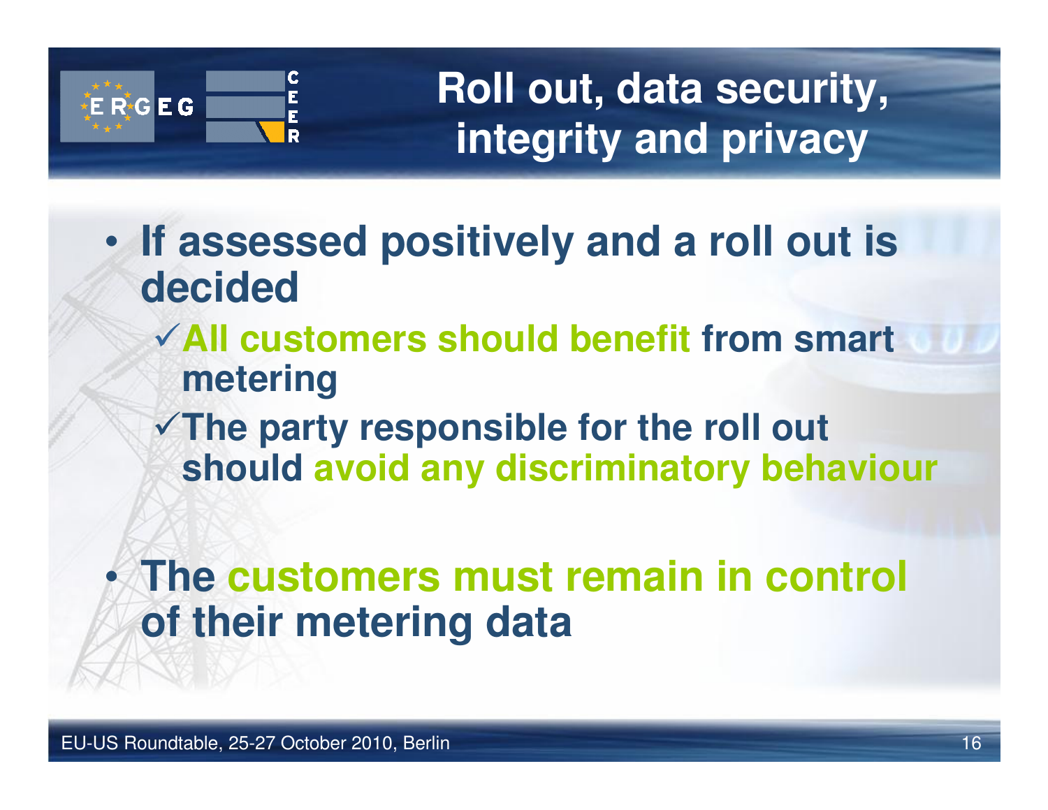# Roll out, data security, integrity and privacy

- **If assessed positively and a roll out is decided**
  - ✓ **All customers should benefit from smart metering**
  - ✓ **The party responsible for the roll out should avoid any discriminatory behaviour**

- **The customers must remain in control of their metering data**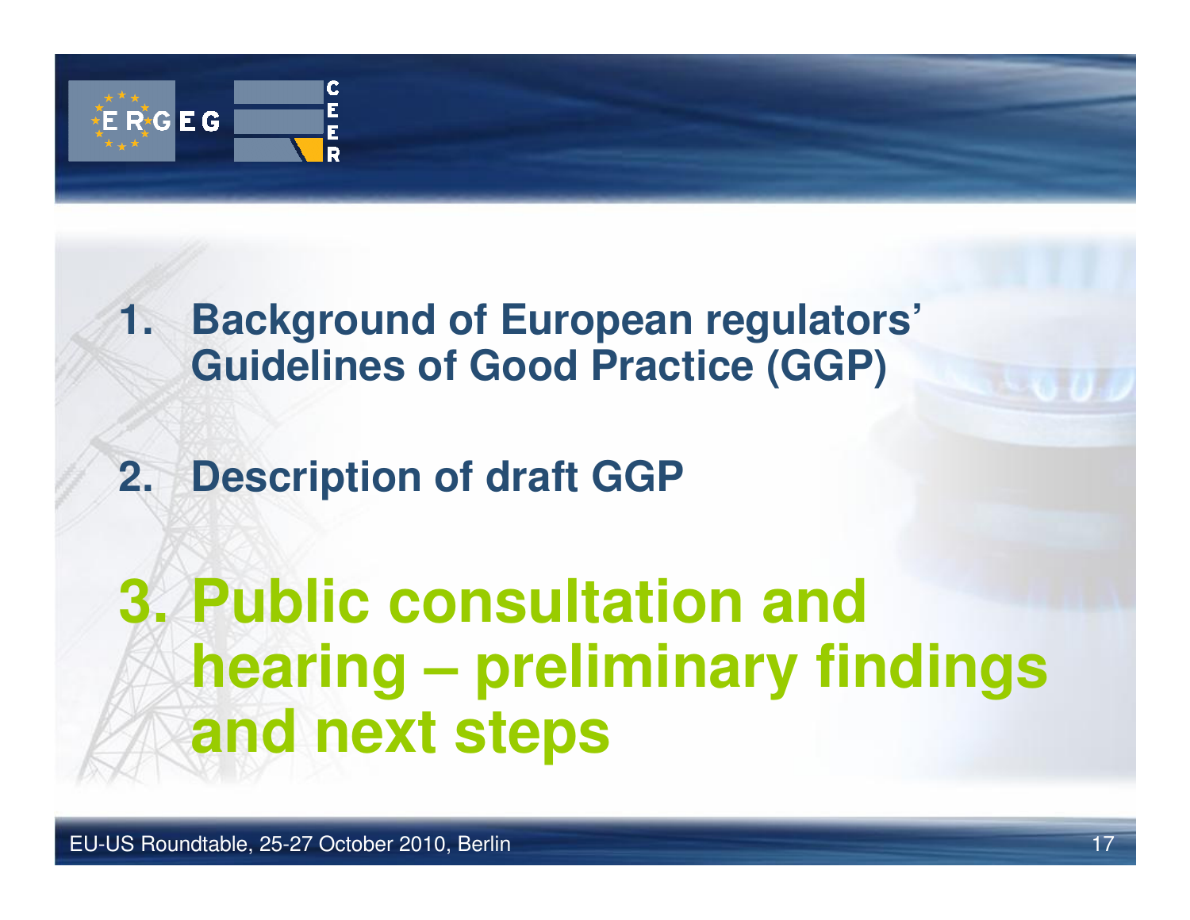1. Background of European regulators' Guidelines of Good Practice (GGP)

2. Description of draft GGP

3. **Public consultation and hearing – preliminary findings and next steps**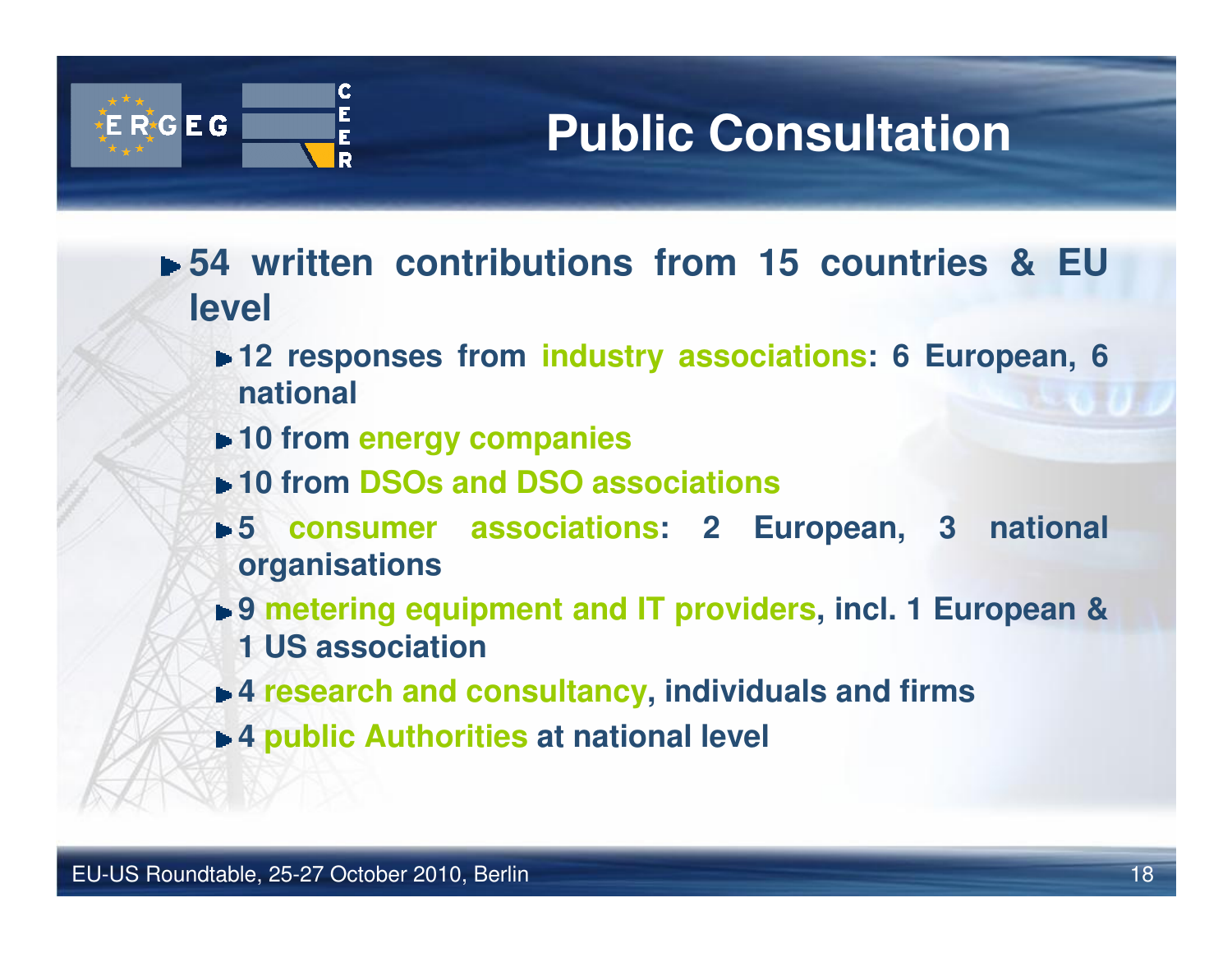# Public Consultation

- **54 written contributions from 15 countries & EU level**
  - **12 responses from industry associations: 6 European, 6 national**
  - **10 from energy companies**
  - **10 from DSOs and DSO associations**
  - **5 consumer associations: 2 European, 3 national organisations**
  - **9 metering equipment and IT providers, incl. 1 European & 1 US association**
  - **4 research and consultancy, individuals and firms**
  - **4 public Authorities at national level**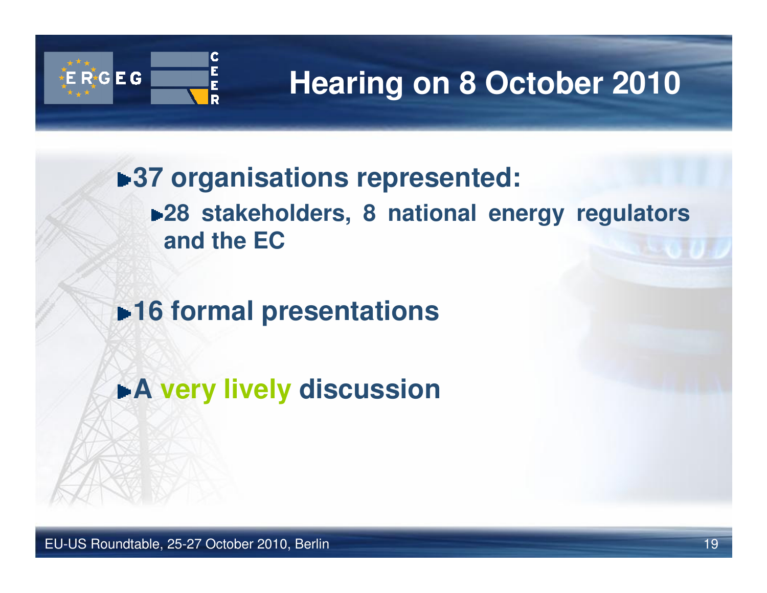# Hearing on 8 October 2010

- 37 organisations represented:
  - 28 stakeholders, 8 national energy regulators and the EC

- 16 formal presentations

- A very lively discussion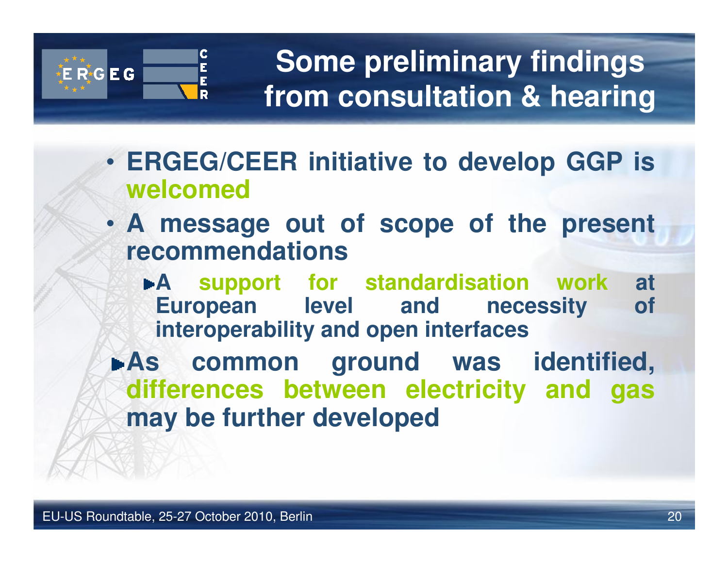# Some preliminary findings from consultation & hearing

- **ERGEG/CEER initiative to develop GGP is welcomed**
- **A message out of scope of the present recommendations**
  - **A support for standardisation work at European level and necessity of interoperability and open interfaces**
- **As common ground was identified, differences between electricity and gas may be further developed**

EU-US Roundtable, 25-27 October 2010, Berlin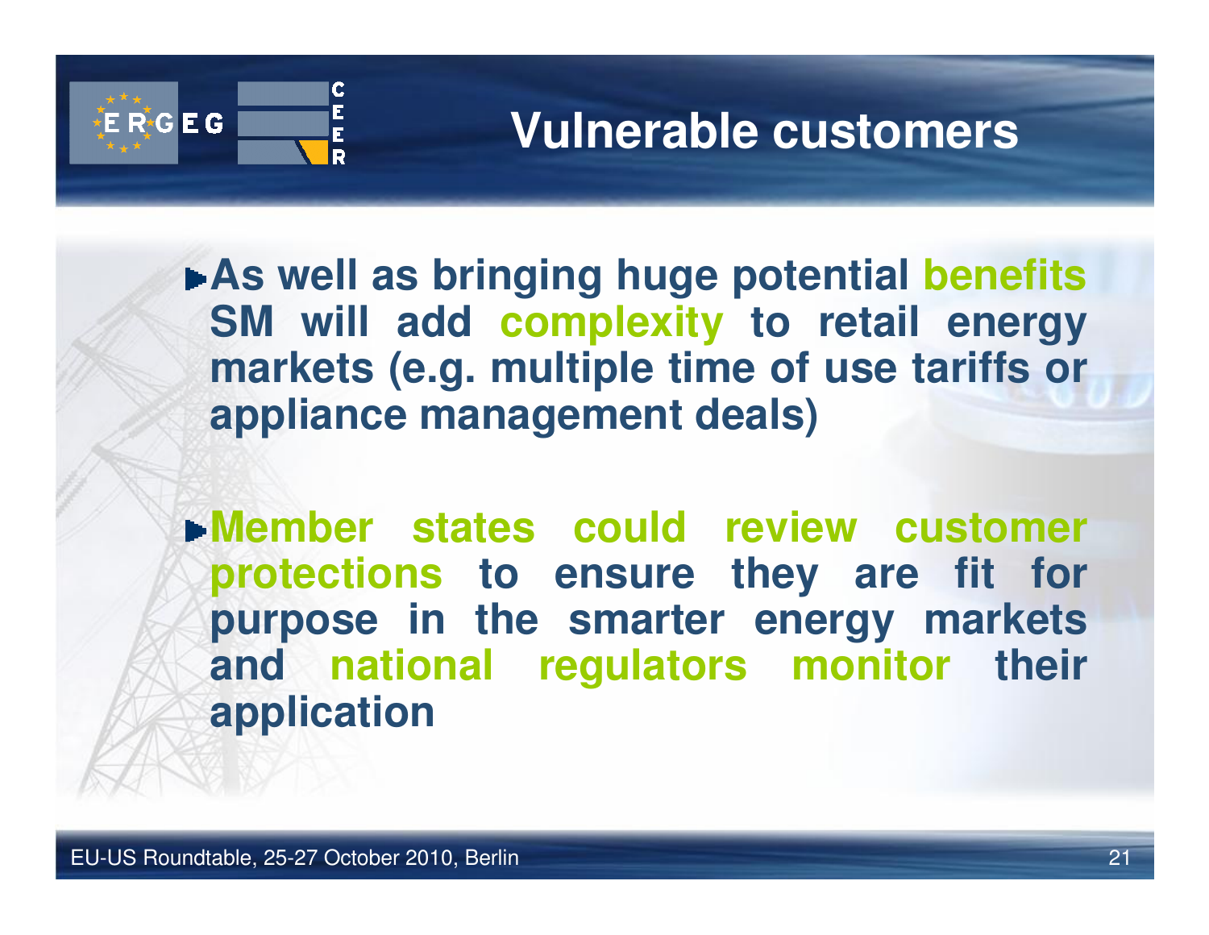# Vulnerable customers

- As well as bringing huge potential **benefits** SM will add **complexity** to retail energy markets (e.g. multiple time of use tariffs or appliance management deals)

- **Member states could review customer protections** to ensure they are fit for purpose in the smarter energy markets and **national regulators monitor** their application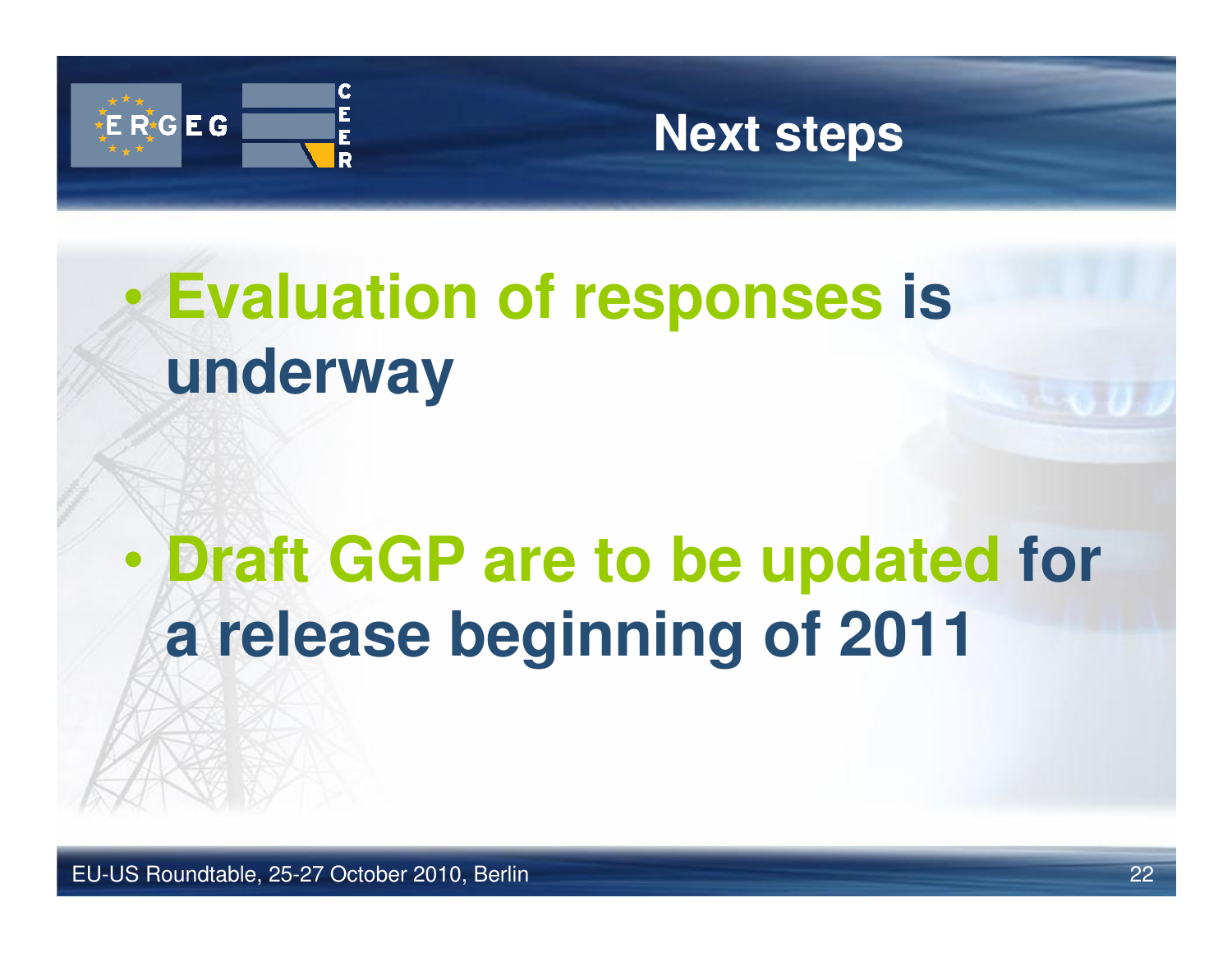# Next steps

- **Evaluation of responses is underway**

- **Draft GGP are to be updated for a release beginning of 2011**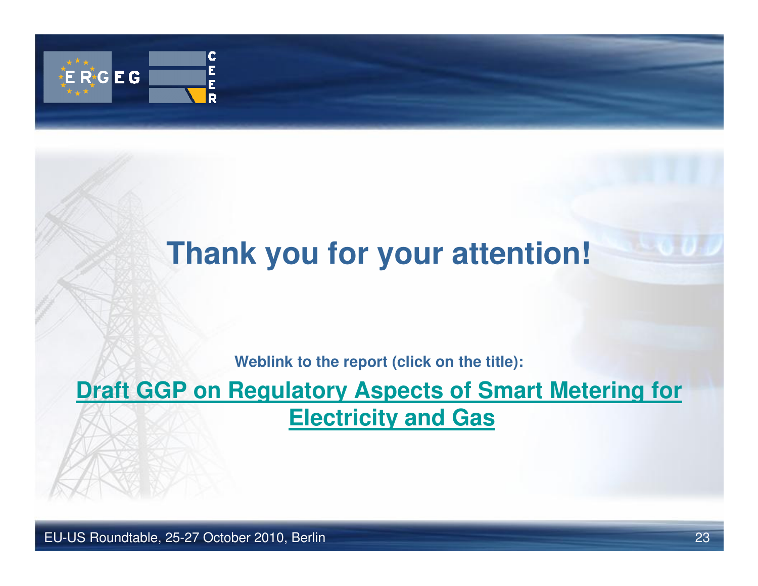# Thank you for your attention!

**Weblink to the report (click on the title):**

**Draft GGP on Regulatory Aspects of Smart Metering for Electricity and Gas**